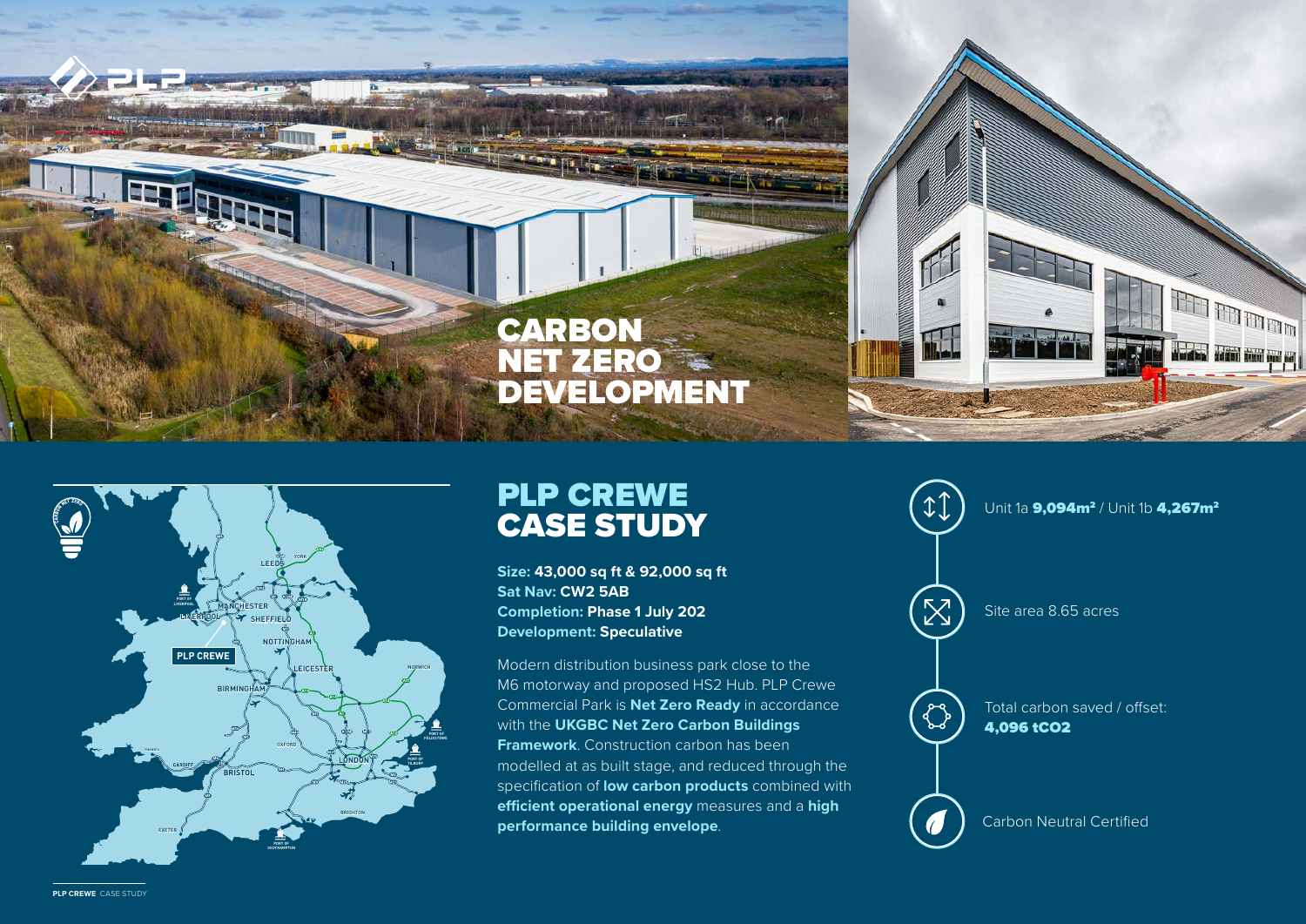# CARBON NET ZERO DEVELOPMENT

## PLP CREWE CASE STUDY

**Size: 43,000 sq ft & 92,000 sq ft**
**Sat Nav: CW2 5AB**
**Completion: Phase 1 July 202**
**Development: Speculative**

Modern distribution business park close to the M6 motorway and proposed HS2 Hub. PLP Crewe Commercial Park is **Net Zero Ready** in accordance with the **UKGBC Net Zero Carbon Buildings Framework**. Construction carbon has been modelled at as built stage, and reduced through the specification of **low carbon products** combined with **efficient operational energy** measures and a **high performance building envelope**.

Unit 1a **9,094m²** / Unit 1b **4,267m²**

Site area 8.65 acres

Total carbon saved / offset: **4,096 $tCO_2$**

Carbon Neutral Certified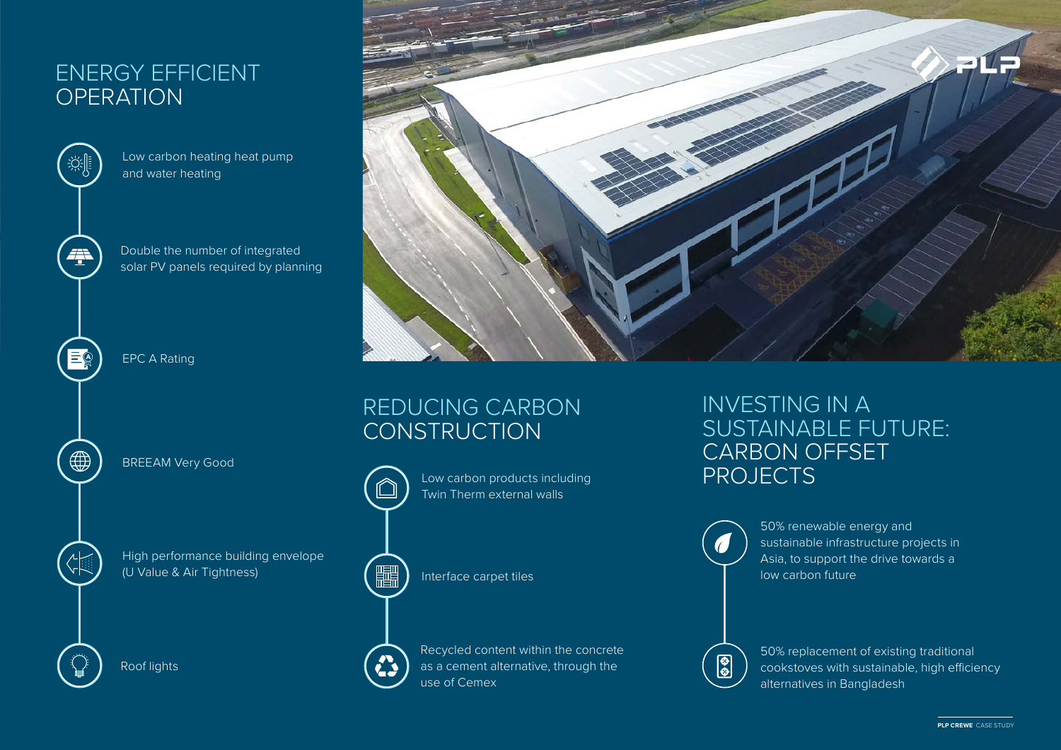## ENERGY EFFICIENT OPERATION

- Low carbon heating heat pump and water heating
- Double the number of integrated solar PV panels required by planning
- EPC A Rating
- BREEAM Very Good
- High performance building envelope (U Value & Air Tightness)
- Roof lights

## REDUCING CARBON CONSTRUCTION

- Low carbon products including Twin Therm external walls
- Interface carpet tiles
- Recycled content within the concrete as a cement alternative, through the use of Cemex

## INVESTING IN A SUSTAINABLE FUTURE: CARBON OFFSET PROJECTS

- 50% renewable energy and sustainable infrastructure projects in Asia, to support the drive towards a low carbon future
- 50% replacement of existing traditional cookstoves with sustainable, high efficiency alternatives in Bangladesh